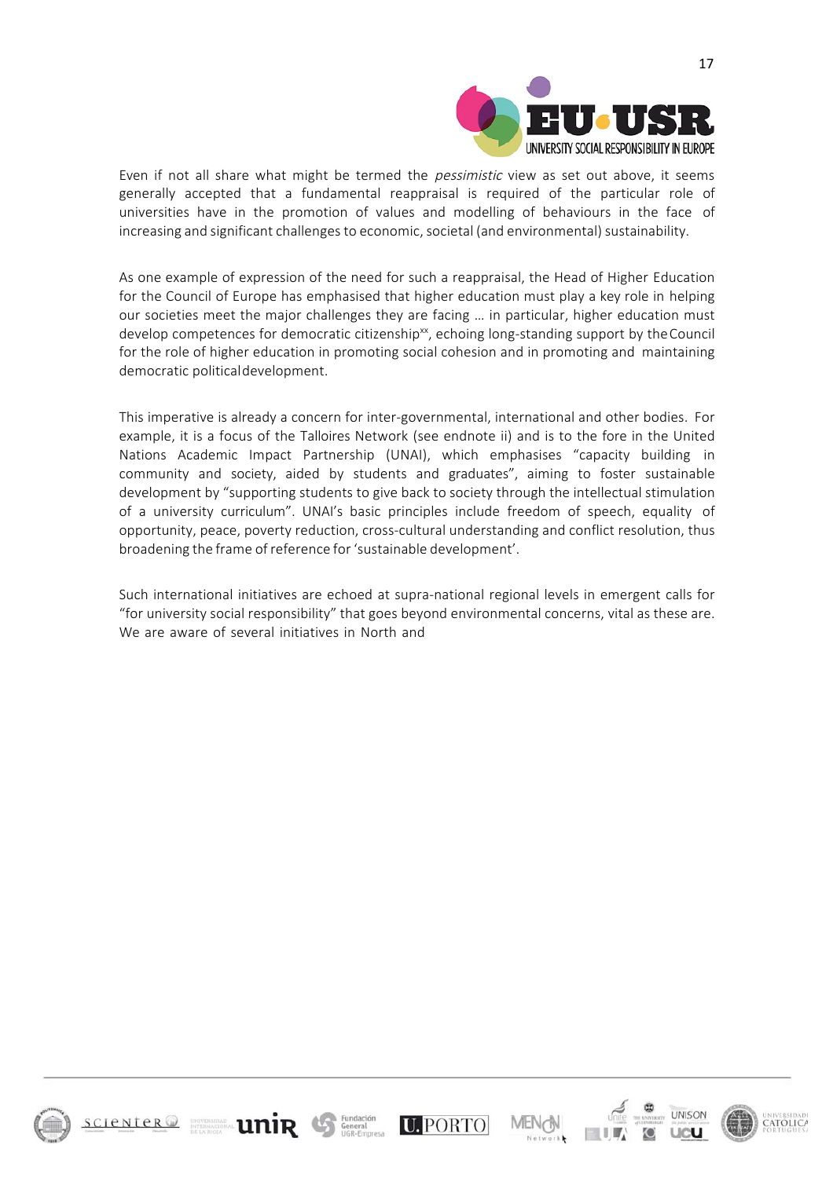Even if not all share what might be termed the *pessimistic* view as set out above, it seems generally accepted that a fundamental reappraisal is required of the particular role of universities have in the promotion of values and modelling of behaviours in the face of increasing and significant challenges to economic, societal (and environmental) sustainability.

As one example of expression of the need for such a reappraisal, the Head of Higher Education for the Council of Europe has emphasised that higher education must play a key role in helping our societies meet the major challenges they are facing … in particular, higher education must develop competences for democratic citizenship[xx], echoing long-standing support by the Council for the role of higher education in promoting social cohesion and in promoting and maintaining democratic political development.

This imperative is already a concern for inter-governmental, international and other bodies. For example, it is a focus of the Talloires Network (see endnote ii) and is to the fore in the United Nations Academic Impact Partnership (UNAI), which emphasises "capacity building in community and society, aided by students and graduates", aiming to foster sustainable development by "supporting students to give back to society through the intellectual stimulation of a university curriculum". UNAI's basic principles include freedom of speech, equality of opportunity, peace, poverty reduction, cross-cultural understanding and conflict resolution, thus broadening the frame of reference for 'sustainable development'.

Such international initiatives are echoed at supra-national regional levels in emergent calls for "for university social responsibility" that goes beyond environmental concerns, vital as these are. We are aware of several initiatives in North and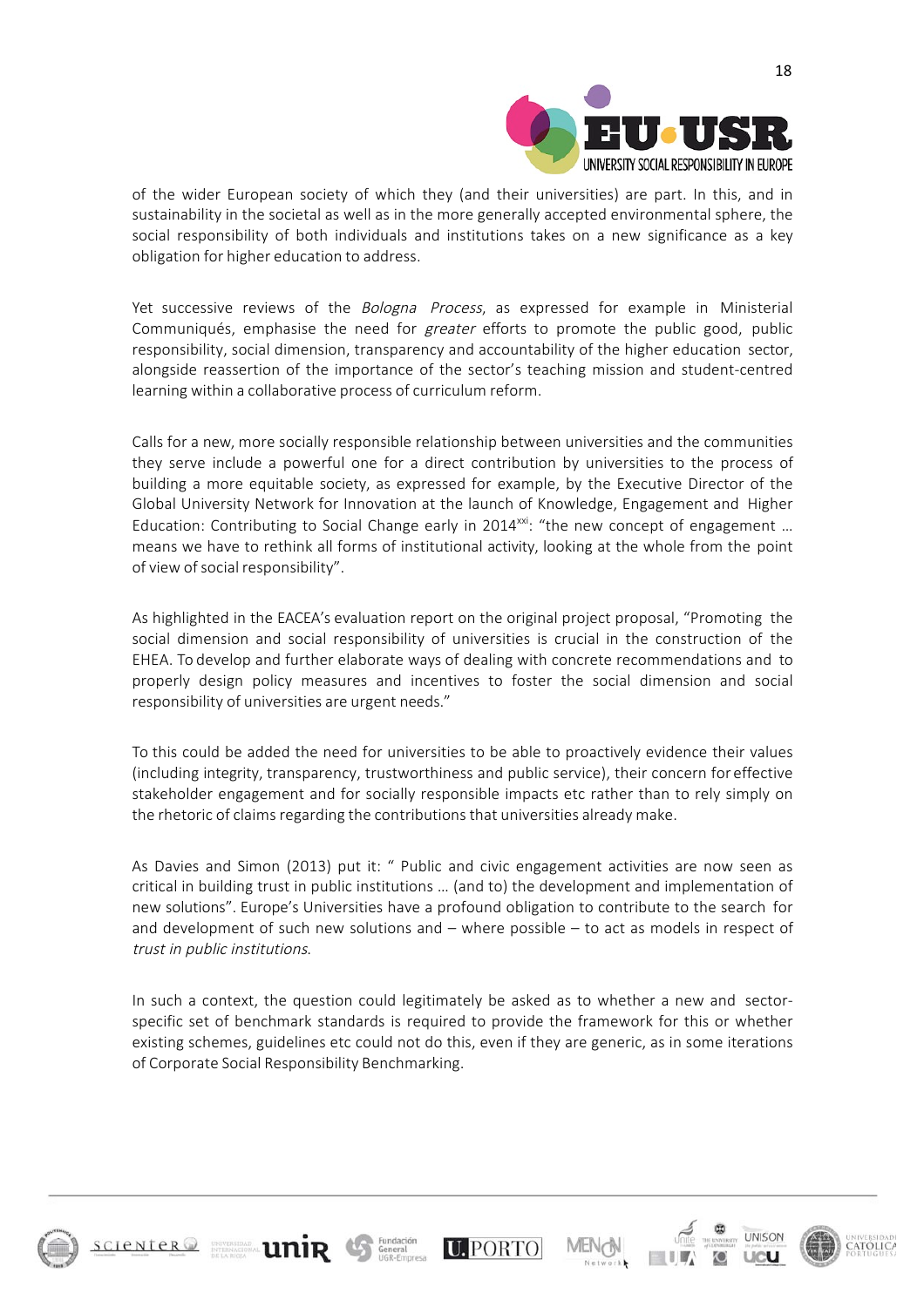of the wider European society of which they (and their universities) are part. In this, and in sustainability in the societal as well as in the more generally accepted environmental sphere, the social responsibility of both individuals and institutions takes on a new significance as a key obligation for higher education to address.

Yet successive reviews of the *Bologna Process*, as expressed for example in Ministerial Communiqués, emphasise the need for *greater* efforts to promote the public good, public responsibility, social dimension, transparency and accountability of the higher education sector, alongside reassertion of the importance of the sector's teaching mission and student-centred learning within a collaborative process of curriculum reform.

Calls for a new, more socially responsible relationship between universities and the communities they serve include a powerful one for a direct contribution by universities to the process of building a more equitable society, as expressed for example, by the Executive Director of the Global University Network for Innovation at the launch of Knowledge, Engagement and Higher Education: Contributing to Social Change early in 2014[xxi]: "the new concept of engagement … means we have to rethink all forms of institutional activity, looking at the whole from the point of view of social responsibility".

As highlighted in the EACEA's evaluation report on the original project proposal, "Promoting the social dimension and social responsibility of universities is crucial in the construction of the EHEA. To develop and further elaborate ways of dealing with concrete recommendations and to properly design policy measures and incentives to foster the social dimension and social responsibility of universities are urgent needs."

To this could be added the need for universities to be able to proactively evidence their values (including integrity, transparency, trustworthiness and public service), their concern for effective stakeholder engagement and for socially responsible impacts etc rather than to rely simply on the rhetoric of claims regarding the contributions that universities already make.

As Davies and Simon (2013) put it: " Public and civic engagement activities are now seen as critical in building trust in public institutions … (and to) the development and implementation of new solutions". Europe's Universities have a profound obligation to contribute to the search for and development of such new solutions and – where possible – to act as models in respect of *trust in public institutions*.

In such a context, the question could legitimately be asked as to whether a new and sector-specific set of benchmark standards is required to provide the framework for this or whether existing schemes, guidelines etc could not do this, even if they are generic, as in some iterations of Corporate Social Responsibility Benchmarking.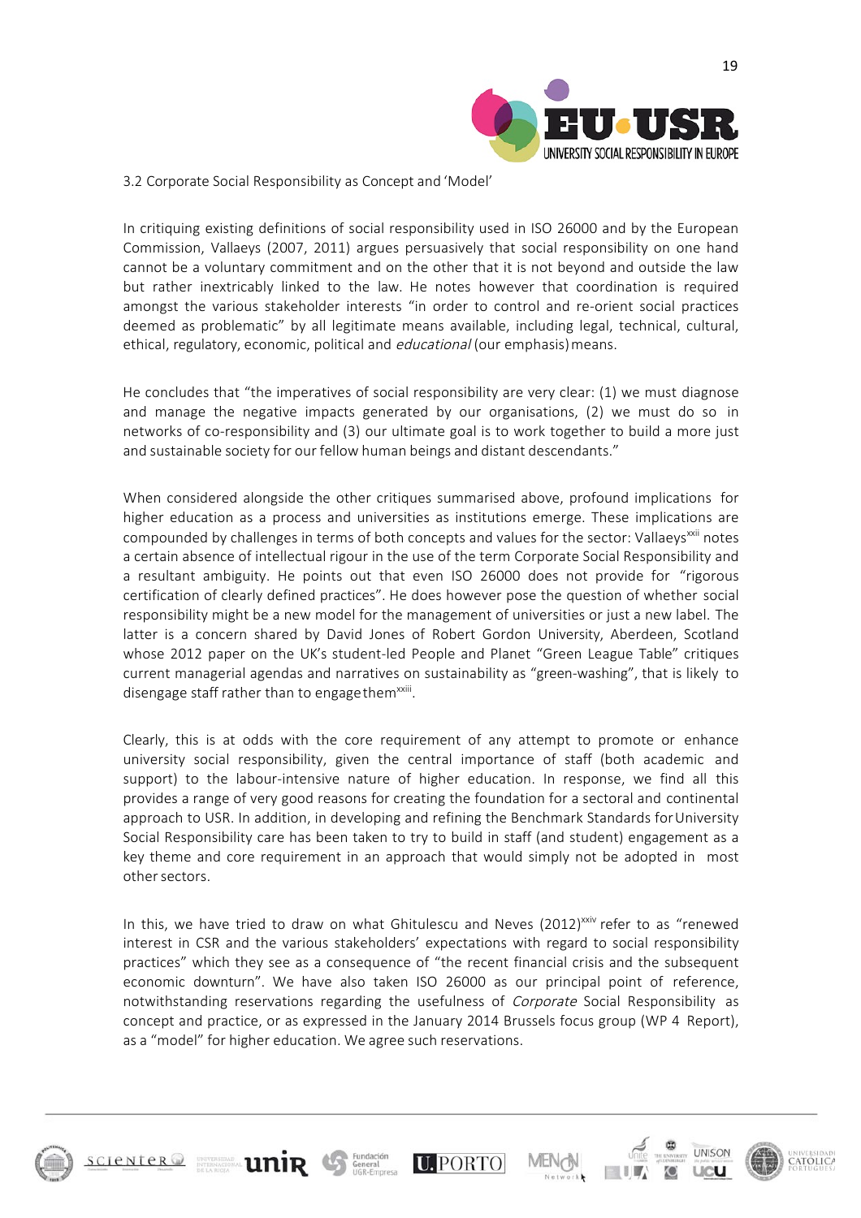### 3.2 Corporate Social Responsibility as Concept and 'Model'

In critiquing existing definitions of social responsibility used in ISO 26000 and by the European Commission, Vallaeys (2007, 2011) argues persuasively that social responsibility on one hand cannot be a voluntary commitment and on the other that it is not beyond and outside the law but rather inextricably linked to the law. He notes however that coordination is required amongst the various stakeholder interests "in order to control and re-orient social practices deemed as problematic" by all legitimate means available, including legal, technical, cultural, ethical, regulatory, economic, political and *educational* (our emphasis) means.

He concludes that "the imperatives of social responsibility are very clear: (1) we must diagnose and manage the negative impacts generated by our organisations, (2) we must do so in networks of co-responsibility and (3) our ultimate goal is to work together to build a more just and sustainable society for our fellow human beings and distant descendants."

When considered alongside the other critiques summarised above, profound implications for higher education as a process and universities as institutions emerge. These implications are compounded by challenges in terms of both concepts and values for the sector: Vallaeys[xxii] notes a certain absence of intellectual rigour in the use of the term Corporate Social Responsibility and a resultant ambiguity. He points out that even ISO 26000 does not provide for "rigorous certification of clearly defined practices". He does however pose the question of whether social responsibility might be a new model for the management of universities or just a new label. The latter is a concern shared by David Jones of Robert Gordon University, Aberdeen, Scotland whose 2012 paper on the UK's student-led People and Planet "Green League Table" critiques current managerial agendas and narratives on sustainability as "green-washing", that is likely to disengage staff rather than to engage them[xxiii].

Clearly, this is at odds with the core requirement of any attempt to promote or enhance university social responsibility, given the central importance of staff (both academic and support) to the labour-intensive nature of higher education. In response, we find all this provides a range of very good reasons for creating the foundation for a sectoral and continental approach to USR. In addition, in developing and refining the Benchmark Standards for University Social Responsibility care has been taken to try to build in staff (and student) engagement as a key theme and core requirement in an approach that would simply not be adopted in most other sectors.

In this, we have tried to draw on what Ghitulescu and Neves (2012)[xxiv] refer to as "renewed interest in CSR and the various stakeholders' expectations with regard to social responsibility practices" which they see as a consequence of "the recent financial crisis and the subsequent economic downturn". We have also taken ISO 26000 as our principal point of reference, notwithstanding reservations regarding the usefulness of *Corporate* Social Responsibility as concept and practice, or as expressed in the January 2014 Brussels focus group (WP 4 Report), as a "model" for higher education. We agree such reservations.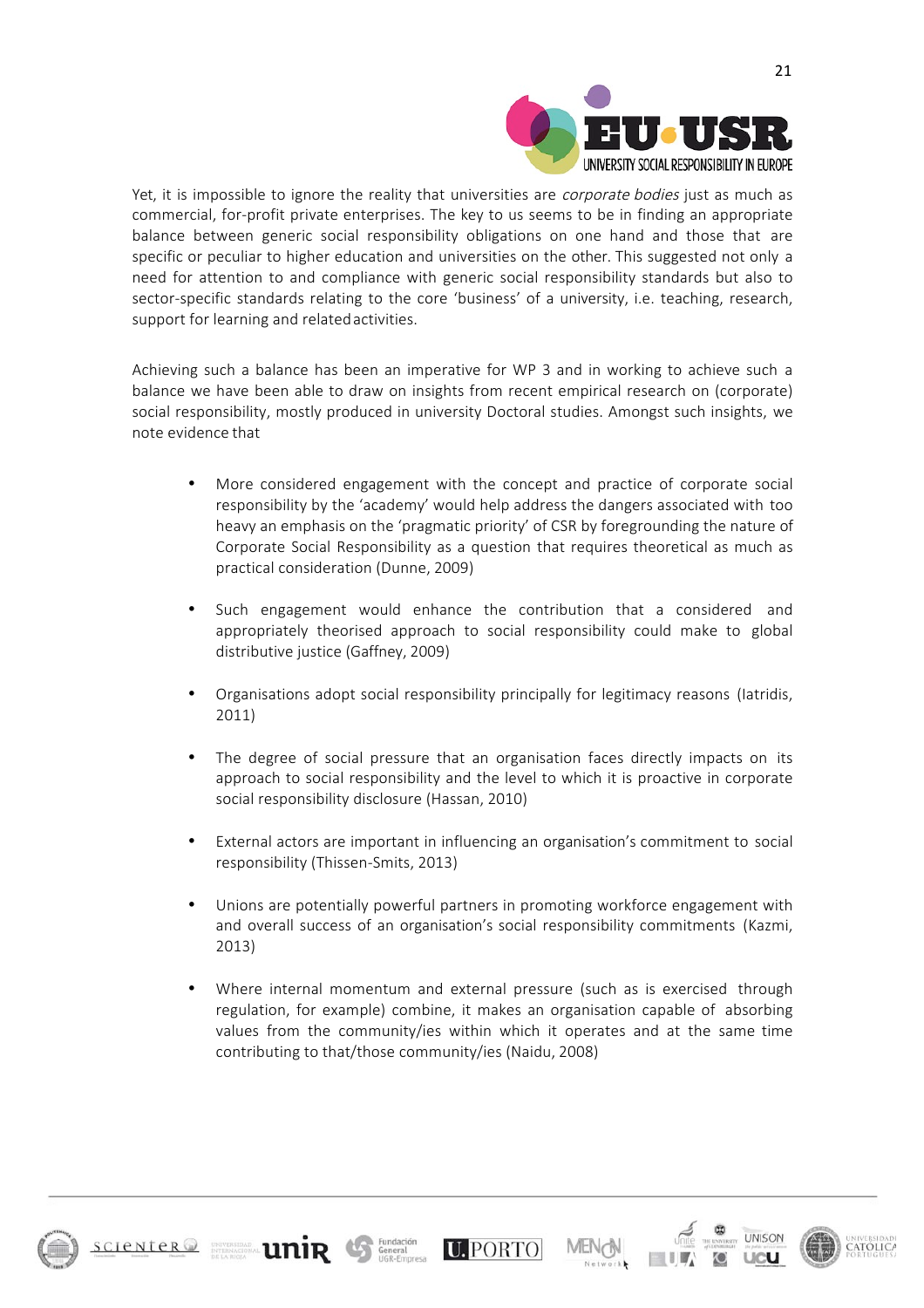Yet, it is impossible to ignore the reality that universities are *corporate bodies* just as much as commercial, for-profit private enterprises. The key to us seems to be in finding an appropriate balance between generic social responsibility obligations on one hand and those that are specific or peculiar to higher education and universities on the other. This suggested not only a need for attention to and compliance with generic social responsibility standards but also to sector-specific standards relating to the core 'business' of a university, i.e. teaching, research, support for learning and related activities.

Achieving such a balance has been an imperative for WP 3 and in working to achieve such a balance we have been able to draw on insights from recent empirical research on (corporate) social responsibility, mostly produced in university Doctoral studies. Amongst such insights, we note evidence that

- More considered engagement with the concept and practice of corporate social responsibility by the 'academy' would help address the dangers associated with too heavy an emphasis on the 'pragmatic priority' of CSR by foregrounding the nature of Corporate Social Responsibility as a question that requires theoretical as much as practical consideration (Dunne, 2009)

- Such engagement would enhance the contribution that a considered and appropriately theorised approach to social responsibility could make to global distributive justice (Gaffney, 2009)

- Organisations adopt social responsibility principally for legitimacy reasons (Iatridis, 2011)

- The degree of social pressure that an organisation faces directly impacts on its approach to social responsibility and the level to which it is proactive in corporate social responsibility disclosure (Hassan, 2010)

- External actors are important in influencing an organisation's commitment to social responsibility (Thissen-Smits, 2013)

- Unions are potentially powerful partners in promoting workforce engagement with and overall success of an organisation's social responsibility commitments (Kazmi, 2013)

- Where internal momentum and external pressure (such as is exercised through regulation, for example) combine, it makes an organisation capable of absorbing values from the community/ies within which it operates and at the same time contributing to that/those community/ies (Naidu, 2008)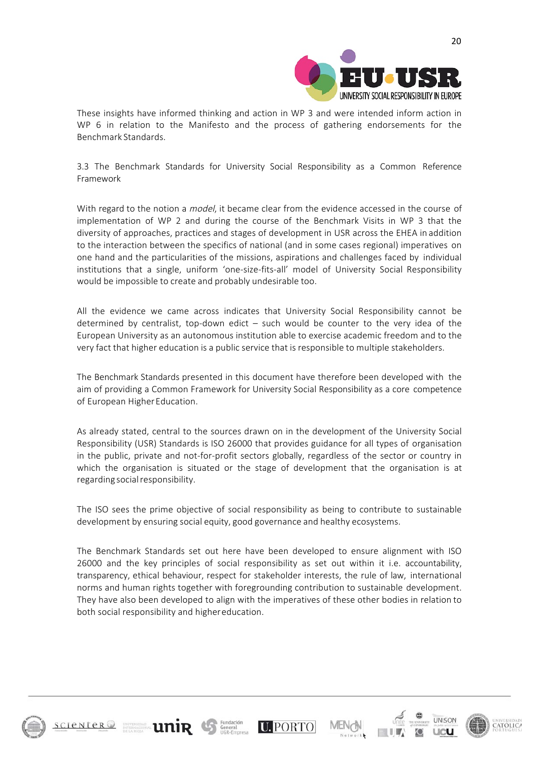These insights have informed thinking and action in WP 3 and were intended inform action in WP 6 in relation to the Manifesto and the process of gathering endorsements for the Benchmark Standards.

### 3.3 The Benchmark Standards for University Social Responsibility as a Common Reference Framework

With regard to the notion a *model*, it became clear from the evidence accessed in the course of implementation of WP 2 and during the course of the Benchmark Visits in WP 3 that the diversity of approaches, practices and stages of development in USR across the EHEA in addition to the interaction between the specifics of national (and in some cases regional) imperatives on one hand and the particularities of the missions, aspirations and challenges faced by individual institutions that a single, uniform 'one-size-fits-all' model of University Social Responsibility would be impossible to create and probably undesirable too.

All the evidence we came across indicates that University Social Responsibility cannot be determined by centralist, top-down edict – such would be counter to the very idea of the European University as an autonomous institution able to exercise academic freedom and to the very fact that higher education is a public service that is responsible to multiple stakeholders.

The Benchmark Standards presented in this document have therefore been developed with the aim of providing a Common Framework for University Social Responsibility as a core competence of European Higher Education.

As already stated, central to the sources drawn on in the development of the University Social Responsibility (USR) Standards is ISO 26000 that provides guidance for all types of organisation in the public, private and not-for-profit sectors globally, regardless of the sector or country in which the organisation is situated or the stage of development that the organisation is at regarding social responsibility.

The ISO sees the prime objective of social responsibility as being to contribute to sustainable development by ensuring social equity, good governance and healthy ecosystems.

The Benchmark Standards set out here have been developed to ensure alignment with ISO 26000 and the key principles of social responsibility as set out within it i.e. accountability, transparency, ethical behaviour, respect for stakeholder interests, the rule of law, international norms and human rights together with foregrounding contribution to sustainable development. They have also been developed to align with the imperatives of these other bodies in relation to both social responsibility and higher education.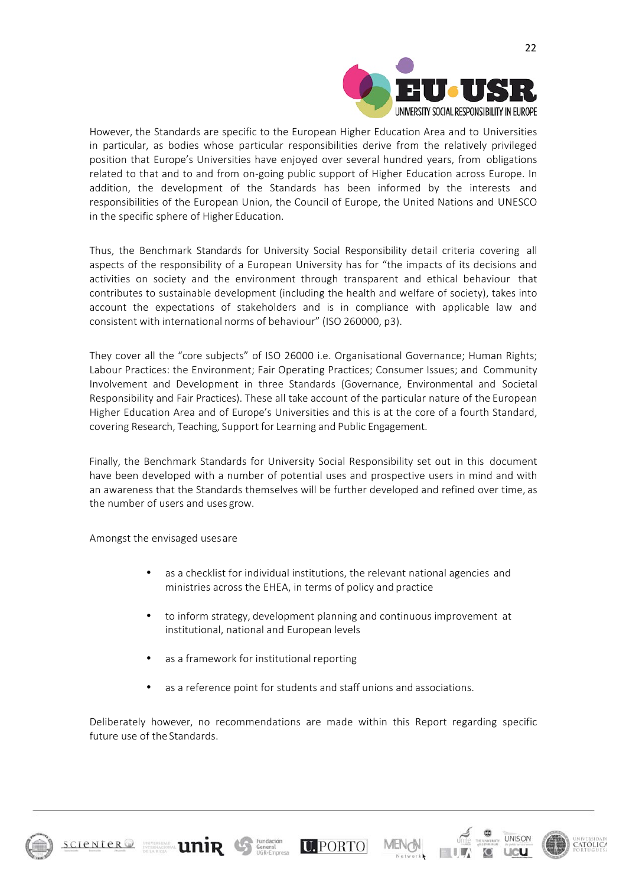However, the Standards are specific to the European Higher Education Area and to Universities in particular, as bodies whose particular responsibilities derive from the relatively privileged position that Europe's Universities have enjoyed over several hundred years, from obligations related to that and to and from on-going public support of Higher Education across Europe. In addition, the development of the Standards has been informed by the interests and responsibilities of the European Union, the Council of Europe, the United Nations and UNESCO in the specific sphere of Higher Education.

Thus, the Benchmark Standards for University Social Responsibility detail criteria covering all aspects of the responsibility of a European University has for "the impacts of its decisions and activities on society and the environment through transparent and ethical behaviour that contributes to sustainable development (including the health and welfare of society), takes into account the expectations of stakeholders and is in compliance with applicable law and consistent with international norms of behaviour" (ISO 260000, p3).

They cover all the "core subjects" of ISO 26000 i.e. Organisational Governance; Human Rights; Labour Practices: the Environment; Fair Operating Practices; Consumer Issues; and Community Involvement and Development in three Standards (Governance, Environmental and Societal Responsibility and Fair Practices). These all take account of the particular nature of the European Higher Education Area and of Europe's Universities and this is at the core of a fourth Standard, covering Research, Teaching, Support for Learning and Public Engagement.

Finally, the Benchmark Standards for University Social Responsibility set out in this document have been developed with a number of potential uses and prospective users in mind and with an awareness that the Standards themselves will be further developed and refined over time, as the number of users and uses grow.

Amongst the envisaged uses are

- as a checklist for individual institutions, the relevant national agencies and ministries across the EHEA, in terms of policy and practice
- to inform strategy, development planning and continuous improvement at institutional, national and European levels
- as a framework for institutional reporting
- as a reference point for students and staff unions and associations.

Deliberately however, no recommendations are made within this Report regarding specific future use of the Standards.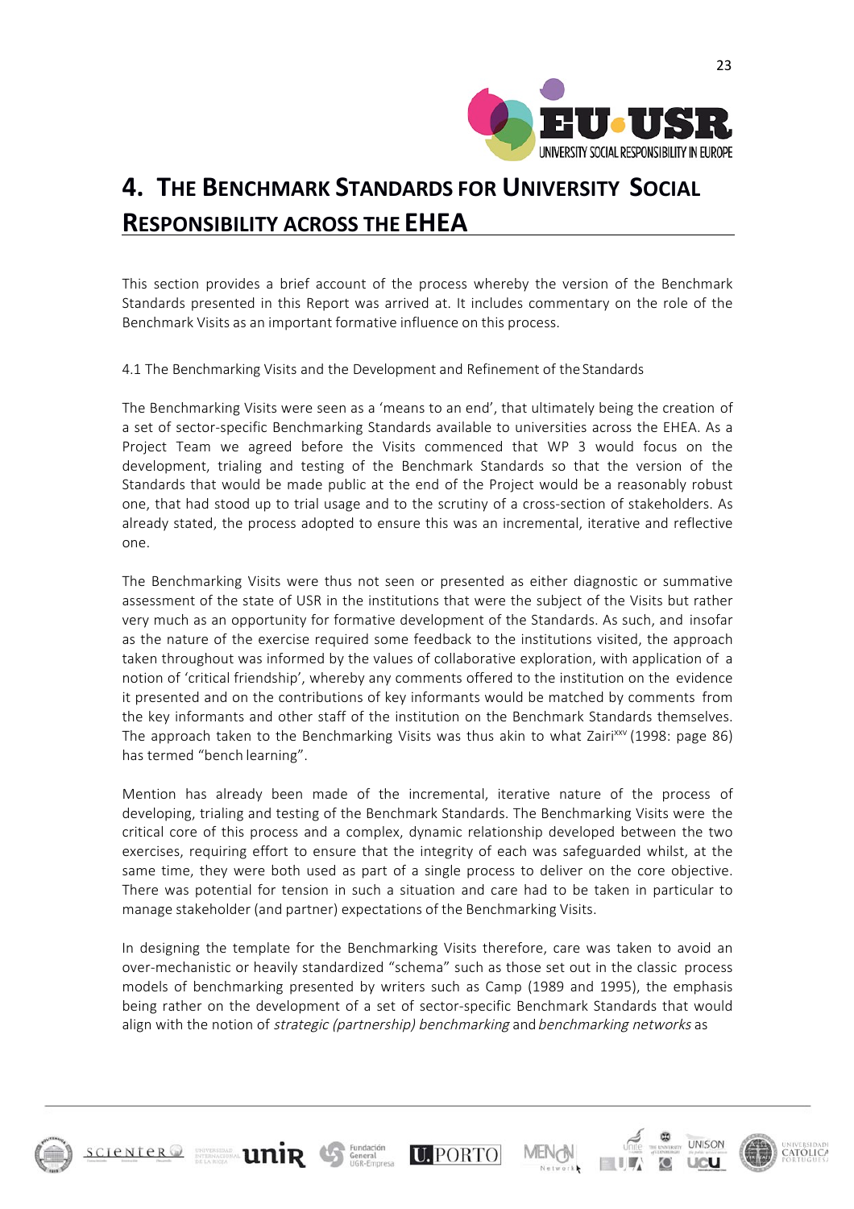# 4. The Benchmark Standards for University Social Responsibility across the EHEA

This section provides a brief account of the process whereby the version of the Benchmark Standards presented in this Report was arrived at. It includes commentary on the role of the Benchmark Visits as an important formative influence on this process.

4.1 The Benchmarking Visits and the Development and Refinement of the Standards

The Benchmarking Visits were seen as a 'means to an end', that ultimately being the creation of a set of sector-specific Benchmarking Standards available to universities across the EHEA. As a Project Team we agreed before the Visits commenced that WP 3 would focus on the development, trialing and testing of the Benchmark Standards so that the version of the Standards that would be made public at the end of the Project would be a reasonably robust one, that had stood up to trial usage and to the scrutiny of a cross-section of stakeholders. As already stated, the process adopted to ensure this was an incremental, iterative and reflective one.

The Benchmarking Visits were thus not seen or presented as either diagnostic or summative assessment of the state of USR in the institutions that were the subject of the Visits but rather very much as an opportunity for formative development of the Standards. As such, and insofar as the nature of the exercise required some feedback to the institutions visited, the approach taken throughout was informed by the values of collaborative exploration, with application of a notion of 'critical friendship', whereby any comments offered to the institution on the evidence it presented and on the contributions of key informants would be matched by comments from the key informants and other staff of the institution on the Benchmark Standards themselves. The approach taken to the Benchmarking Visits was thus akin to what Zairi[xxv] (1998: page 86) has termed "bench learning".

Mention has already been made of the incremental, iterative nature of the process of developing, trialing and testing of the Benchmark Standards. The Benchmarking Visits were the critical core of this process and a complex, dynamic relationship developed between the two exercises, requiring effort to ensure that the integrity of each was safeguarded whilst, at the same time, they were both used as part of a single process to deliver on the core objective. There was potential for tension in such a situation and care had to be taken in particular to manage stakeholder (and partner) expectations of the Benchmarking Visits.

In designing the template for the Benchmarking Visits therefore, care was taken to avoid an over-mechanistic or heavily standardized "schema" such as those set out in the classic process models of benchmarking presented by writers such as Camp (1989 and 1995), the emphasis being rather on the development of a set of sector-specific Benchmark Standards that would align with the notion of *strategic (partnership) benchmarking* and *benchmarking networks* as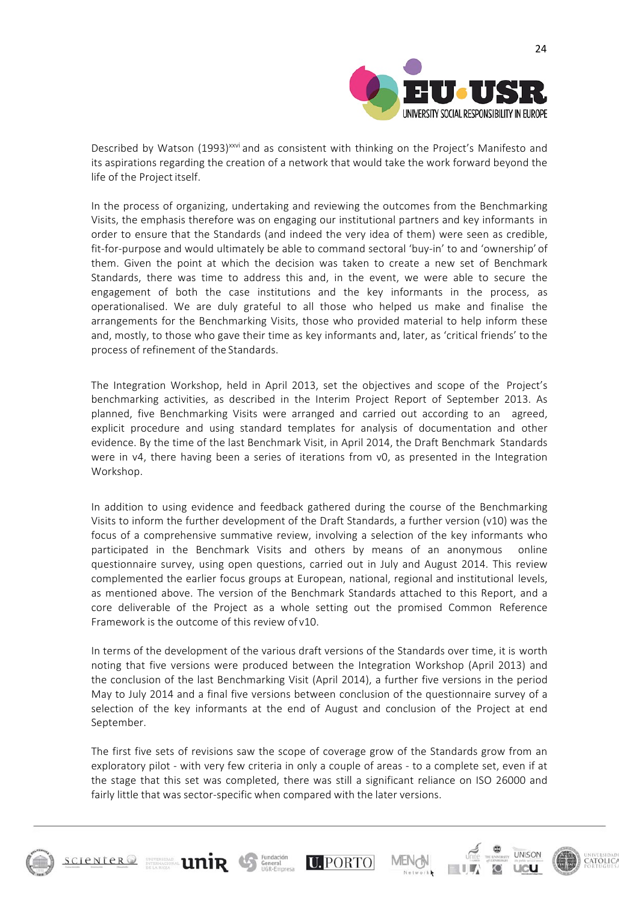Described by Watson (1993)[xxvi] and as consistent with thinking on the Project's Manifesto and its aspirations regarding the creation of a network that would take the work forward beyond the life of the Project itself.

In the process of organizing, undertaking and reviewing the outcomes from the Benchmarking Visits, the emphasis therefore was on engaging our institutional partners and key informants in order to ensure that the Standards (and indeed the very idea of them) were seen as credible, fit-for-purpose and would ultimately be able to command sectoral 'buy-in' to and 'ownership' of them. Given the point at which the decision was taken to create a new set of Benchmark Standards, there was time to address this and, in the event, we were able to secure the engagement of both the case institutions and the key informants in the process, as operationalised. We are duly grateful to all those who helped us make and finalise the arrangements for the Benchmarking Visits, those who provided material to help inform these and, mostly, to those who gave their time as key informants and, later, as 'critical friends' to the process of refinement of the Standards.

The Integration Workshop, held in April 2013, set the objectives and scope of the Project's benchmarking activities, as described in the Interim Project Report of September 2013. As planned, five Benchmarking Visits were arranged and carried out according to an agreed, explicit procedure and using standard templates for analysis of documentation and other evidence. By the time of the last Benchmark Visit, in April 2014, the Draft Benchmark Standards were in v4, there having been a series of iterations from v0, as presented in the Integration Workshop.

In addition to using evidence and feedback gathered during the course of the Benchmarking Visits to inform the further development of the Draft Standards, a further version (v10) was the focus of a comprehensive summative review, involving a selection of the key informants who participated in the Benchmark Visits and others by means of an anonymous online questionnaire survey, using open questions, carried out in July and August 2014. This review complemented the earlier focus groups at European, national, regional and institutional levels, as mentioned above. The version of the Benchmark Standards attached to this Report, and a core deliverable of the Project as a whole setting out the promised Common Reference Framework is the outcome of this review of v10.

In terms of the development of the various draft versions of the Standards over time, it is worth noting that five versions were produced between the Integration Workshop (April 2013) and the conclusion of the last Benchmarking Visit (April 2014), a further five versions in the period May to July 2014 and a final five versions between conclusion of the questionnaire survey of a selection of the key informants at the end of August and conclusion of the Project at end September.

The first five sets of revisions saw the scope of coverage grow of the Standards grow from an exploratory pilot - with very few criteria in only a couple of areas - to a complete set, even if at the stage that this set was completed, there was still a significant reliance on ISO 26000 and fairly little that was sector-specific when compared with the later versions.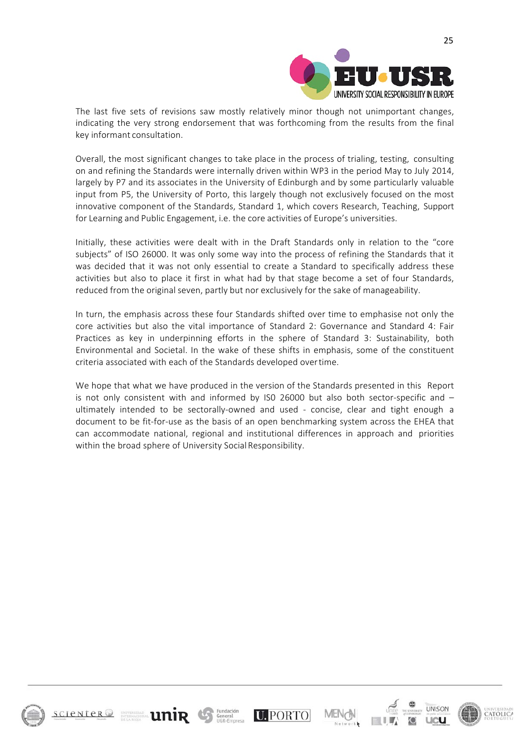The last five sets of revisions saw mostly relatively minor though not unimportant changes, indicating the very strong endorsement that was forthcoming from the results from the final key informant consultation.

Overall, the most significant changes to take place in the process of trialing, testing, consulting on and refining the Standards were internally driven within WP3 in the period May to July 2014, largely by P7 and its associates in the University of Edinburgh and by some particularly valuable input from P5, the University of Porto, this largely though not exclusively focused on the most innovative component of the Standards, Standard 1, which covers Research, Teaching, Support for Learning and Public Engagement, i.e. the core activities of Europe's universities.

Initially, these activities were dealt with in the Draft Standards only in relation to the "core subjects" of ISO 26000. It was only some way into the process of refining the Standards that it was decided that it was not only essential to create a Standard to specifically address these activities but also to place it first in what had by that stage become a set of four Standards, reduced from the original seven, partly but nor exclusively for the sake of manageability.

In turn, the emphasis across these four Standards shifted over time to emphasise not only the core activities but also the vital importance of Standard 2: Governance and Standard 4: Fair Practices as key in underpinning efforts in the sphere of Standard 3: Sustainability, both Environmental and Societal. In the wake of these shifts in emphasis, some of the constituent criteria associated with each of the Standards developed over time.

We hope that what we have produced in the version of the Standards presented in this Report is not only consistent with and informed by IS0 26000 but also both sector-specific and – ultimately intended to be sectorally-owned and used - concise, clear and tight enough a document to be fit-for-use as the basis of an open benchmarking system across the EHEA that can accommodate national, regional and institutional differences in approach and priorities within the broad sphere of University Social Responsibility.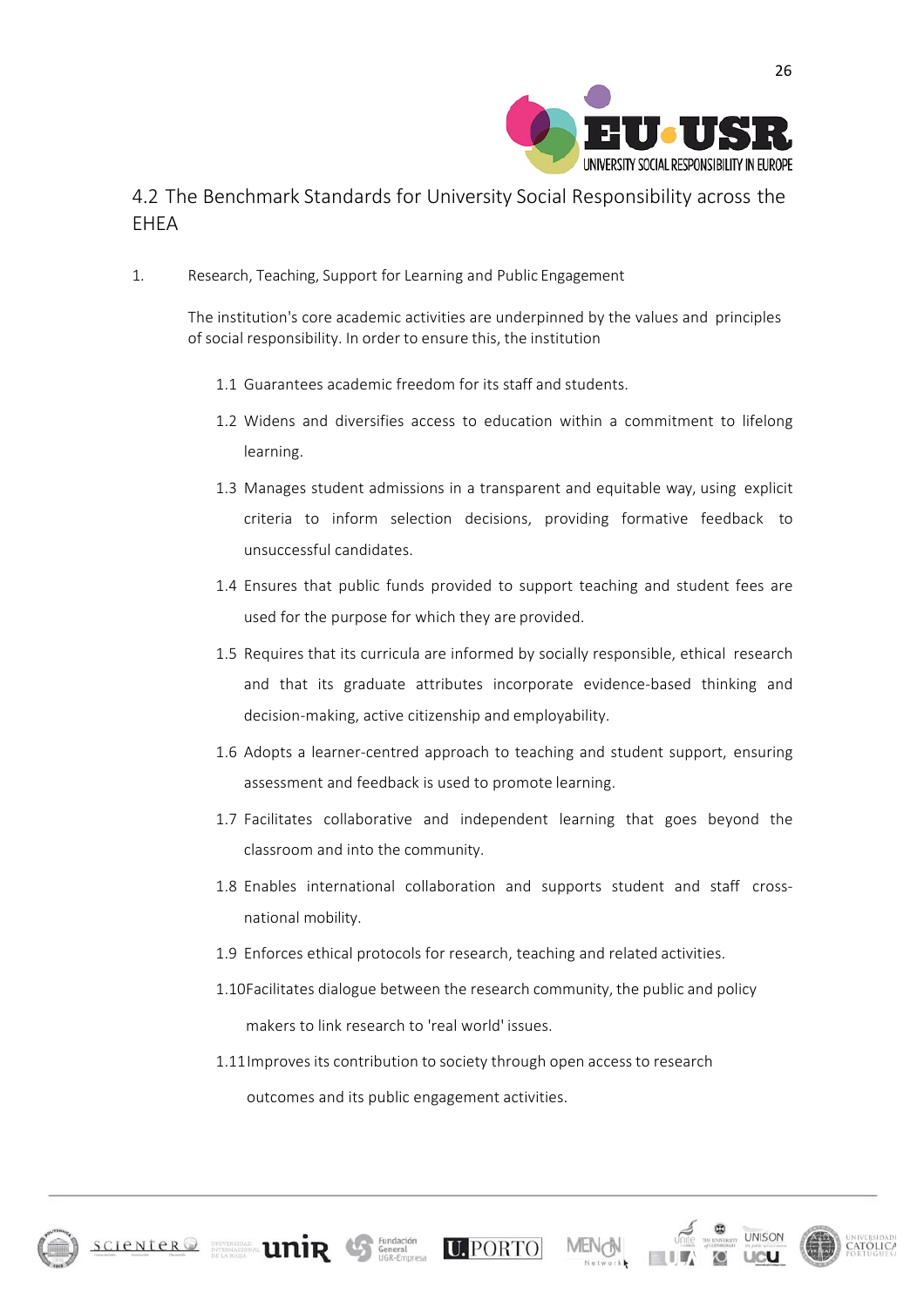## 4.2 The Benchmark Standards for University Social Responsibility across the EHEA

1. Research, Teaching, Support for Learning and Public Engagement

   The institution's core academic activities are underpinned by the values and principles of social responsibility. In order to ensure this, the institution

   1.1 Guarantees academic freedom for its staff and students.

   1.2 Widens and diversifies access to education within a commitment to lifelong learning.

   1.3 Manages student admissions in a transparent and equitable way, using explicit criteria to inform selection decisions, providing formative feedback to unsuccessful candidates.

   1.4 Ensures that public funds provided to support teaching and student fees are used for the purpose for which they are provided.

   1.5 Requires that its curricula are informed by socially responsible, ethical research and that its graduate attributes incorporate evidence-based thinking and decision-making, active citizenship and employability.

   1.6 Adopts a learner-centred approach to teaching and student support, ensuring assessment and feedback is used to promote learning.

   1.7 Facilitates collaborative and independent learning that goes beyond the classroom and into the community.

   1.8 Enables international collaboration and supports student and staff cross-national mobility.

   1.9 Enforces ethical protocols for research, teaching and related activities.

   1.10 Facilitates dialogue between the research community, the public and policy makers to link research to 'real world' issues.

   1.11 Improves its contribution to society through open access to research outcomes and its public engagement activities.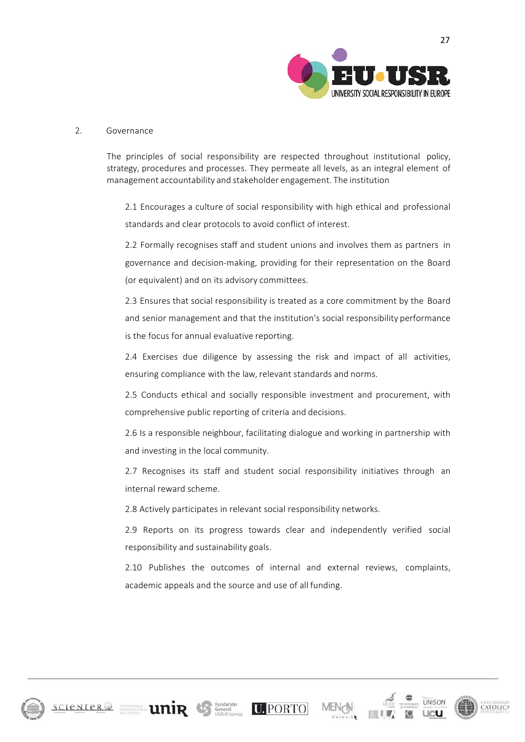## 2. Governance

The principles of social responsibility are respected throughout institutional policy, strategy, procedures and processes. They permeate all levels, as an integral element of management accountability and stakeholder engagement. The institution

2.1 Encourages a culture of social responsibility with high ethical and professional standards and clear protocols to avoid conflict of interest.

2.2 Formally recognises staff and student unions and involves them as partners in governance and decision-making, providing for their representation on the Board (or equivalent) and on its advisory committees.

2.3 Ensures that social responsibility is treated as a core commitment by the Board and senior management and that the institution's social responsibility performance is the focus for annual evaluative reporting.

2.4 Exercises due diligence by assessing the risk and impact of all activities, ensuring compliance with the law, relevant standards and norms.

2.5 Conducts ethical and socially responsible investment and procurement, with comprehensive public reporting of criteria and decisions.

2.6 Is a responsible neighbour, facilitating dialogue and working in partnership with and investing in the local community.

2.7 Recognises its staff and student social responsibility initiatives through an internal reward scheme.

2.8 Actively participates in relevant social responsibility networks.

2.9 Reports on its progress towards clear and independently verified social responsibility and sustainability goals.

2.10 Publishes the outcomes of internal and external reviews, complaints, academic appeals and the source and use of all funding.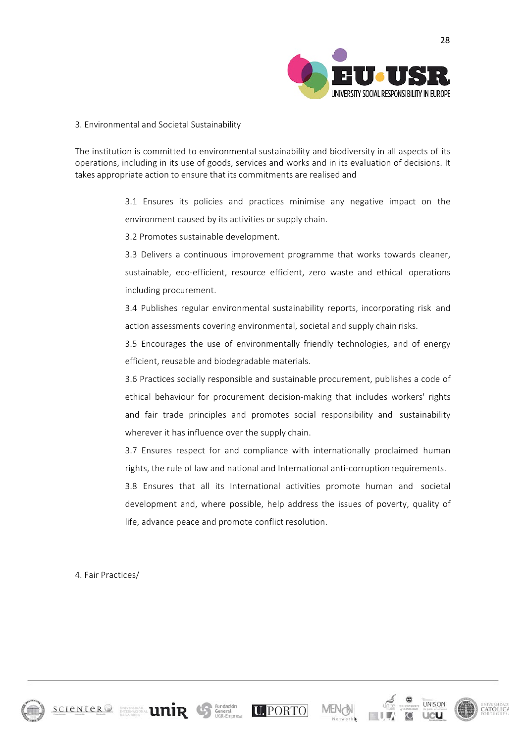3. Environmental and Societal Sustainability

The institution is committed to environmental sustainability and biodiversity in all aspects of its operations, including in its use of goods, services and works and in its evaluation of decisions. It takes appropriate action to ensure that its commitments are realised and

3.1 Ensures its policies and practices minimise any negative impact on the environment caused by its activities or supply chain.

3.2 Promotes sustainable development.

3.3 Delivers a continuous improvement programme that works towards cleaner, sustainable, eco-efficient, resource efficient, zero waste and ethical operations including procurement.

3.4 Publishes regular environmental sustainability reports, incorporating risk and action assessments covering environmental, societal and supply chain risks.

3.5 Encourages the use of environmentally friendly technologies, and of energy efficient, reusable and biodegradable materials.

3.6 Practices socially responsible and sustainable procurement, publishes a code of ethical behaviour for procurement decision-making that includes workers' rights and fair trade principles and promotes social responsibility and sustainability wherever it has influence over the supply chain.

3.7 Ensures respect for and compliance with internationally proclaimed human rights, the rule of law and national and International anti-corruption requirements.

3.8 Ensures that all its International activities promote human and societal development and, where possible, help address the issues of poverty, quality of life, advance peace and promote conflict resolution.

4. Fair Practices/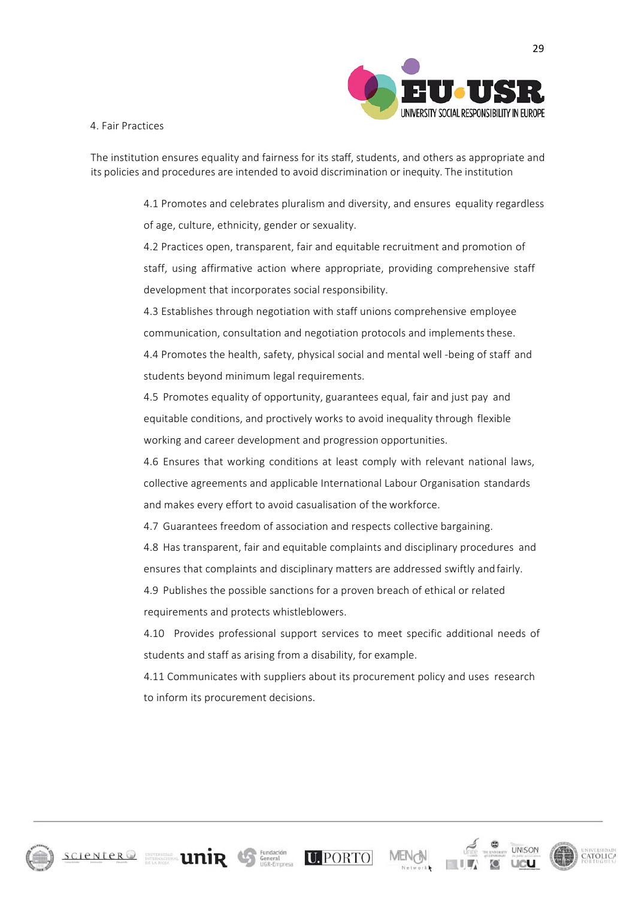4. Fair Practices

The institution ensures equality and fairness for its staff, students, and others as appropriate and its policies and procedures are intended to avoid discrimination or inequity. The institution

4.1 Promotes and celebrates pluralism and diversity, and ensures equality regardless of age, culture, ethnicity, gender or sexuality.

4.2 Practices open, transparent, fair and equitable recruitment and promotion of staff, using affirmative action where appropriate, providing comprehensive staff development that incorporates social responsibility.

4.3 Establishes through negotiation with staff unions comprehensive employee communication, consultation and negotiation protocols and implements these.

4.4 Promotes the health, safety, physical social and mental well -being of staff and students beyond minimum legal requirements.

4.5 Promotes equality of opportunity, guarantees equal, fair and just pay and equitable conditions, and proctively works to avoid inequality through flexible working and career development and progression opportunities.

4.6 Ensures that working conditions at least comply with relevant national laws, collective agreements and applicable International Labour Organisation standards and makes every effort to avoid casualisation of the workforce.

4.7 Guarantees freedom of association and respects collective bargaining.

4.8 Has transparent, fair and equitable complaints and disciplinary procedures and ensures that complaints and disciplinary matters are addressed swiftly and fairly.

4.9 Publishes the possible sanctions for a proven breach of ethical or related requirements and protects whistleblowers.

4.10 Provides professional support services to meet specific additional needs of students and staff as arising from a disability, for example.

4.11 Communicates with suppliers about its procurement policy and uses research to inform its procurement decisions.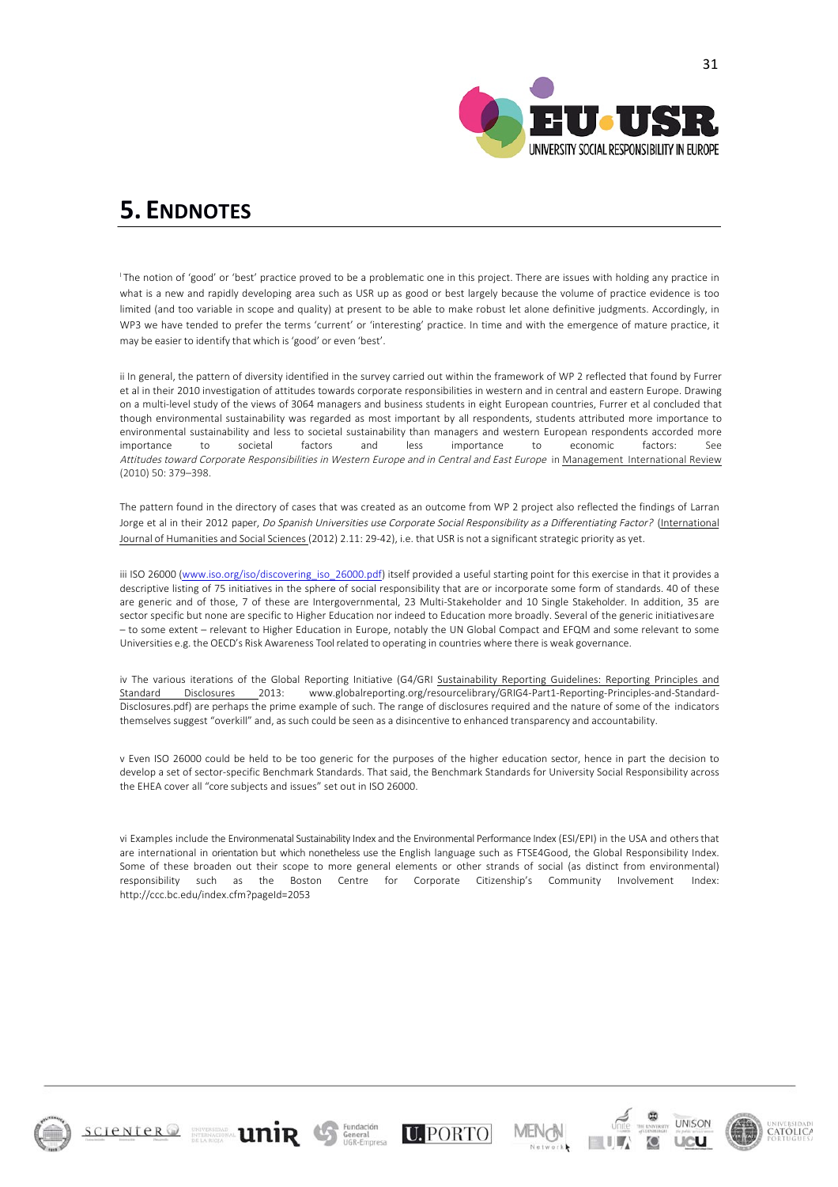# 5. Endnotes

[i] The notion of 'good' or 'best' practice proved to be a problematic one in this project. There are issues with holding any practice in what is a new and rapidly developing area such as USR up as good or best largely because the volume of practice evidence is too limited (and too variable in scope and quality) at present to be able to make robust let alone definitive judgments. Accordingly, in WP3 we have tended to prefer the terms 'current' or 'interesting' practice. In time and with the emergence of mature practice, it may be easier to identify that which is 'good' or even 'best'.

ii In general, the pattern of diversity identified in the survey carried out within the framework of WP 2 reflected that found by Furrer et al in their 2010 investigation of attitudes towards corporate responsibilities in western and in central and eastern Europe. Drawing on a multi-level study of the views of 3064 managers and business students in eight European countries, Furrer et al concluded that though environmental sustainability was regarded as most important by all respondents, students attributed more importance to environmental sustainability and less to societal sustainability than managers and western European respondents accorded more importance to societal factors and less importance to economic factors: See *Attitudes toward Corporate Responsibilities in Western Europe and in Central and East Europe* in Management International Review (2010) 50: 379–398.

The pattern found in the directory of cases that was created as an outcome from WP 2 project also reflected the findings of Larran Jorge et al in their 2012 paper, *Do Spanish Universities use Corporate Social Responsibility as a Differentiating Factor?* (International Journal of Humanities and Social Sciences (2012) 2.11: 29-42), i.e. that USR is not a significant strategic priority as yet.

iii ISO 26000 (www.iso.org/iso/discovering_iso_26000.pdf) itself provided a useful starting point for this exercise in that it provides a descriptive listing of 75 initiatives in the sphere of social responsibility that are or incorporate some form of standards. 40 of these are generic and of those, 7 of these are Intergovernmental, 23 Multi-Stakeholder and 10 Single Stakeholder. In addition, 35 are sector specific but none are specific to Higher Education nor indeed to Education more broadly. Several of the generic initiatives are – to some extent – relevant to Higher Education in Europe, notably the UN Global Compact and EFQM and some relevant to some Universities e.g. the OECD's Risk Awareness Tool related to operating in countries where there is weak governance.

iv The various iterations of the Global Reporting Initiative (G4/GRI Sustainability Reporting Guidelines: Reporting Principles and Standard Disclosures 2013: www.globalreporting.org/resourcelibrary/GRIG4-Part1-Reporting-Principles-and-Standard-Disclosures.pdf) are perhaps the prime example of such. The range of disclosures required and the nature of some of the indicators themselves suggest "overkill" and, as such could be seen as a disincentive to enhanced transparency and accountability.

v Even ISO 26000 could be held to be too generic for the purposes of the higher education sector, hence in part the decision to develop a set of sector-specific Benchmark Standards. That said, the Benchmark Standards for University Social Responsibility across the EHEA cover all "core subjects and issues" set out in ISO 26000.

vi Examples include the Environmenatal Sustainability Index and the Environmental Performance Index (ESI/EPI) in the USA and others that are international in orientation but which nonetheless use the English language such as FTSE4Good, the Global Responsibility Index. Some of these broaden out their scope to more general elements or other strands of social (as distinct from environmental) responsibility such as the Boston Centre for Corporate Citizenship's Community Involvement Index: http://ccc.bc.edu/index.cfm?pageId=2053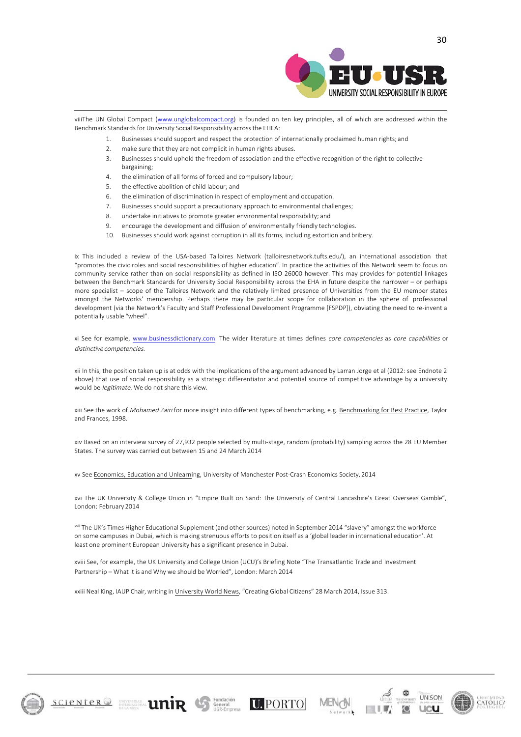viiiThe UN Global Compact (www.unglobalcompact.org) is founded on ten key principles, all of which are addressed within the Benchmark Standards for University Social Responsibility across the EHEA:

1. Businesses should support and respect the protection of internationally proclaimed human rights; and
2. make sure that they are not complicit in human rights abuses.
3. Businesses should uphold the freedom of association and the effective recognition of the right to collective bargaining;
4. the elimination of all forms of forced and compulsory labour;
5. the effective abolition of child labour; and
6. the elimination of discrimination in respect of employment and occupation.
7. Businesses should support a precautionary approach to environmental challenges;
8. undertake initiatives to promote greater environmental responsibility; and
9. encourage the development and diffusion of environmentally friendly technologies.
10. Businesses should work against corruption in all its forms, including extortion and bribery.

ix This included a review of the USA-based Talloires Network (talloiresnetwork.tufts.edu/), an international association that "promotes the civic roles and social responsibilities of higher education". In practice the activities of this Network seem to focus on community service rather than on social responsibility as defined in ISO 26000 however. This may provides for potential linkages between the Benchmark Standards for University Social Responsibility across the EHA in future despite the narrower – or perhaps more specialist – scope of the Talloires Network and the relatively limited presence of Universities from the EU member states amongst the Networks' membership. Perhaps there may be particular scope for collaboration in the sphere of professional development (via the Network's Faculty and Staff Professional Development Programme [FSPDP]), obviating the need to re-invent a potentially usable "wheel".

xi See for example, www.businessdictionary.com. The wider literature at times defines *core competencies* as *core capabilities* or *distinctive competencies.*

xii In this, the position taken up is at odds with the implications of the argument advanced by Larran Jorge et al (2012: see Endnote 2 above) that use of social responsibility as a strategic differentiator and potential source of competitive advantage by a university would be *legitimate.* We do not share this view.

xiii See the work of *Mohamed Zairi* for more insight into different types of benchmarking, e.g. Benchmarking for Best Practice, Taylor and Frances, 1998.

xiv Based on an interview survey of 27,932 people selected by multi-stage, random (probability) sampling across the 28 EU Member States. The survey was carried out between 15 and 24 March 2014

xv See Economics, Education and Unlearning, University of Manchester Post-Crash Economics Society, 2014

xvi The UK University & College Union in "Empire Built on Sand: The University of Central Lancashire's Great Overseas Gamble", London: February 2014

xvii The UK's Times Higher Educational Supplement (and other sources) noted in September 2014 "slavery" amongst the workforce on some campuses in Dubai, which is making strenuous efforts to position itself as a 'global leader in international education'. At least one prominent European University has a significant presence in Dubai.

xviii See, for example, the UK University and College Union (UCU)'s Briefing Note "The Transatlantic Trade and Investment Partnership – What it is and Why we should be Worried", London: March 2014

xxiii Neal King, IAUP Chair, writing in University World News, "Creating Global Citizens" 28 March 2014, Issue 313.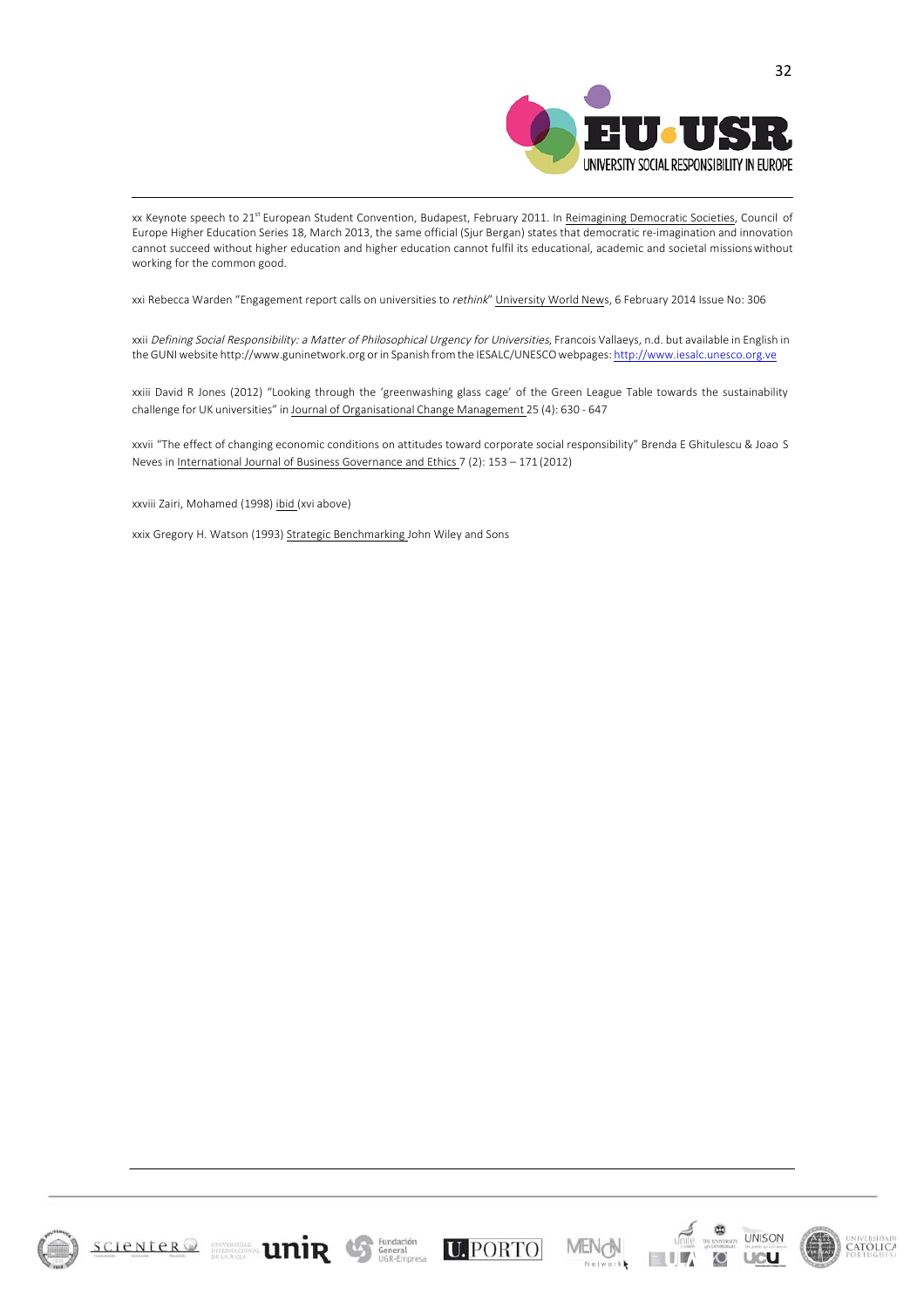xx Keynote speech to 21st European Student Convention, Budapest, February 2011. In Reimagining Democratic Societies, Council of Europe Higher Education Series 18, March 2013, the same official (Sjur Bergan) states that democratic re-imagination and innovation cannot succeed without higher education and higher education cannot fulfil its educational, academic and societal missions without working for the common good.

xxi Rebecca Warden "Engagement report calls on universities to *rethink*" University World News, 6 February 2014 Issue No: 306

xxii *Defining Social Responsibility: a Matter of Philosophical Urgency for Universities*, Francois Vallaeys, n.d. but available in English in the GUNI website http://www.guninetwork.org or in Spanish from the IESALC/UNESCO webpages: http://www.iesalc.unesco.org.ve

xxiii David R Jones (2012) "Looking through the 'greenwashing glass cage' of the Green League Table towards the sustainability challenge for UK universities" in Journal of Organisational Change Management 25 (4): 630 - 647

xxvii "The effect of changing economic conditions on attitudes toward corporate social responsibility" Brenda E Ghitulescu & Joao S Neves in International Journal of Business Governance and Ethics 7 (2): 153 – 171 (2012)

xxviii Zairi, Mohamed (1998) ibid (xvi above)

xxix Gregory H. Watson (1993) Strategic Benchmarking John Wiley and Sons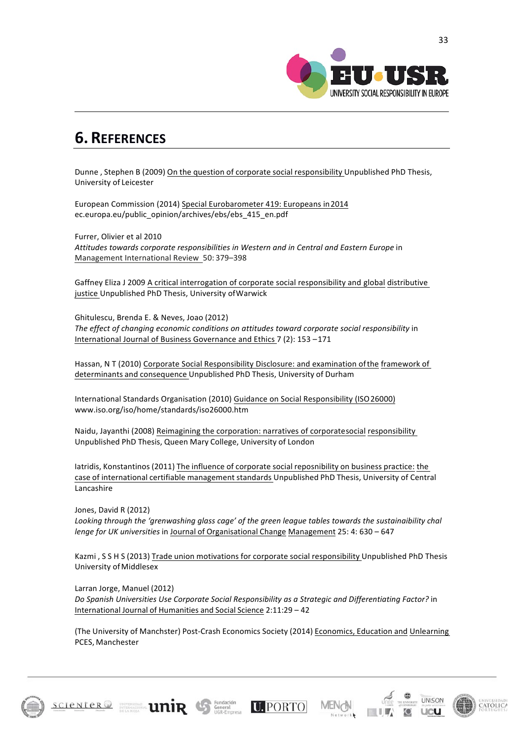# 6. REFERENCES

Dunne , Stephen B (2009) On the question of corporate social responsibility Unpublished PhD Thesis, University of Leicester

European Commission (2014) Special Eurobarometer 419: Europeans in 2014 ec.europa.eu/public_opinion/archives/ebs/ebs_415_en.pdf

Furrer, Olivier et al 2010
*Attitudes towards corporate responsibilities in Western and in Central and Eastern Europe* in Management International Review 50: 379–398

Gaffney Eliza J 2009 A critical interrogation of corporate social responsibility and global distributive justice Unpublished PhD Thesis, University of Warwick

Ghitulescu, Brenda E. & Neves, Joao (2012)
*The effect of changing economic conditions on attitudes toward corporate social responsibility* in International Journal of Business Governance and Ethics 7 (2): 153 –171

Hassan, N T (2010) Corporate Social Responsibility Disclosure: and examination of the framework of determinants and consequence Unpublished PhD Thesis, University of Durham

International Standards Organisation (2010) Guidance on Social Responsibility (ISO 26000) www.iso.org/iso/home/standards/iso26000.htm

Naidu, Jayanthi (2008) Reimagining the corporation: narratives of corporatesocial responsibility Unpublished PhD Thesis, Queen Mary College, University of London

Iatridis, Konstantinos (2011) The influence of corporate social reposnibility on business practice: the case of international certifiable management standards Unpublished PhD Thesis, University of Central Lancashire

Jones, David R (2012)
*Looking through the 'grenwashing glass cage' of the green league tables towards the sustainaibility chal lenge for UK universities* in Journal of Organisational Change Management 25: 4: 630 – 647

Kazmi , S S H S (2013) Trade union motivations for corporate social responsibility Unpublished PhD Thesis University of Middlesex

Larran Jorge, Manuel (2012)
*Do Spanish Universities Use Corporate Social Responsibility as a Strategic and Differentiating Factor?* in International Journal of Humanities and Social Science 2:11:29 – 42

(The University of Manchster) Post-Crash Economics Society (2014) Economics, Education and Unlearning PCES, Manchester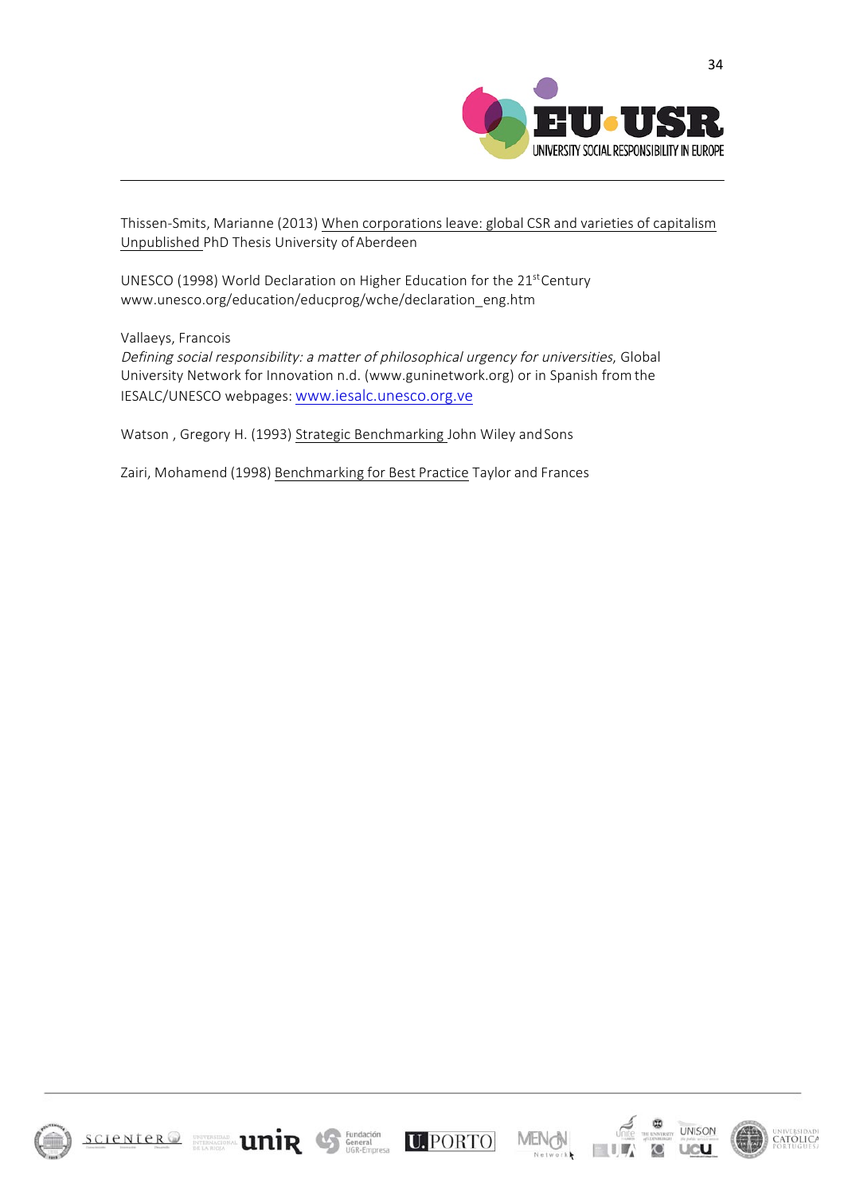Thissen-Smits, Marianne (2013) When corporations leave: global CSR and varieties of capitalism Unpublished PhD Thesis University of Aberdeen

UNESCO (1998) World Declaration on Higher Education for the 21st Century www.unesco.org/education/educprog/wche/declaration_eng.htm

Vallaeys, Francois
*Defining social responsibility: a matter of philosophical urgency for universities*, Global University Network for Innovation n.d. (www.guninetwork.org) or in Spanish from the IESALC/UNESCO webpages: www.iesalc.unesco.org.ve

Watson , Gregory H. (1993) Strategic Benchmarking John Wiley and Sons

Zairi, Mohamend (1998) Benchmarking for Best Practice Taylor and Frances